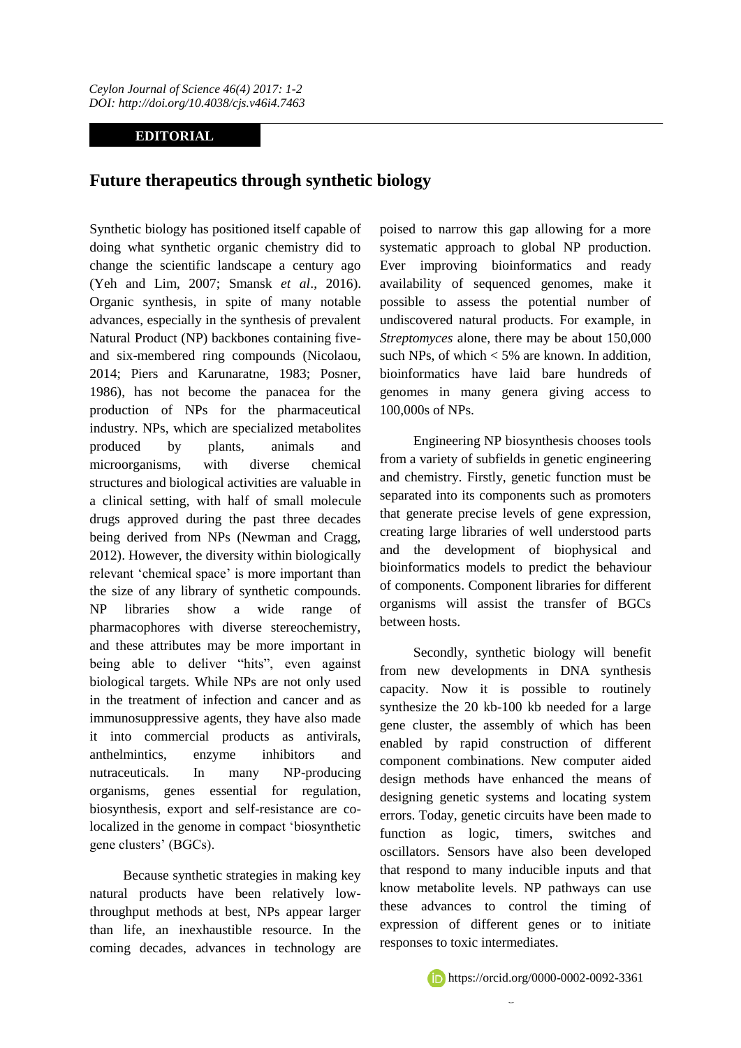*Ceylon Journal of Science 46(4) 2017: 1-2*
*DOI: http://doi.org/10.4038/cjs.v46i4.7463*

**EDITORIAL**

# Future therapeutics through synthetic biology

Synthetic biology has positioned itself capable of doing what synthetic organic chemistry did to change the scientific landscape a century ago (Yeh and Lim, 2007; Smansk *et al*., 2016). Organic synthesis, in spite of many notable advances, especially in the synthesis of prevalent Natural Product (NP) backbones containing five- and six-membered ring compounds (Nicolaou, 2014; Piers and Karunaratne, 1983; Posner, 1986), has not become the panacea for the production of NPs for the pharmaceutical industry. NPs, which are specialized metabolites produced by plants, animals and microorganisms, with diverse chemical structures and biological activities are valuable in a clinical setting, with half of small molecule drugs approved during the past three decades being derived from NPs (Newman and Cragg, 2012). However, the diversity within biologically relevant 'chemical space' is more important than the size of any library of synthetic compounds. NP libraries show a wide range of pharmacophores with diverse stereochemistry, and these attributes may be more important in being able to deliver "hits", even against biological targets. While NPs are not only used in the treatment of infection and cancer and as immunosuppressive agents, they have also made it into commercial products as antivirals, anthelmintics, enzyme inhibitors and nutraceuticals. In many NP-producing organisms, genes essential for regulation, biosynthesis, export and self-resistance are co-localized in the genome in compact 'biosynthetic gene clusters' (BGCs).

Because synthetic strategies in making key natural products have been relatively low-throughput methods at best, NPs appear larger than life, an inexhaustible resource. In the coming decades, advances in technology are poised to narrow this gap allowing for a more systematic approach to global NP production. Ever improving bioinformatics and ready availability of sequenced genomes, make it possible to assess the potential number of undiscovered natural products. For example, in *Streptomyces* alone, there may be about 150,000 such NPs, of which < 5% are known. In addition, bioinformatics have laid bare hundreds of genomes in many genera giving access to 100,000s of NPs.

Engineering NP biosynthesis chooses tools from a variety of subfields in genetic engineering and chemistry. Firstly, genetic function must be separated into its components such as promoters that generate precise levels of gene expression, creating large libraries of well understood parts and the development of biophysical and bioinformatics models to predict the behaviour of components. Component libraries for different organisms will assist the transfer of BGCs between hosts.

Secondly, synthetic biology will benefit from new developments in DNA synthesis capacity. Now it is possible to routinely synthesize the 20 kb-100 kb needed for a large gene cluster, the assembly of which has been enabled by rapid construction of different component combinations. New computer aided design methods have enhanced the means of designing genetic systems and locating system errors. Today, genetic circuits have been made to function as logic, timers, switches and oscillators. Sensors have also been developed that respond to many inducible inputs and that know metabolite levels. NP pathways can use these advances to control the timing of expression of different genes or to initiate responses to toxic intermediates.

https://orcid.org/0000-0002-0092-3361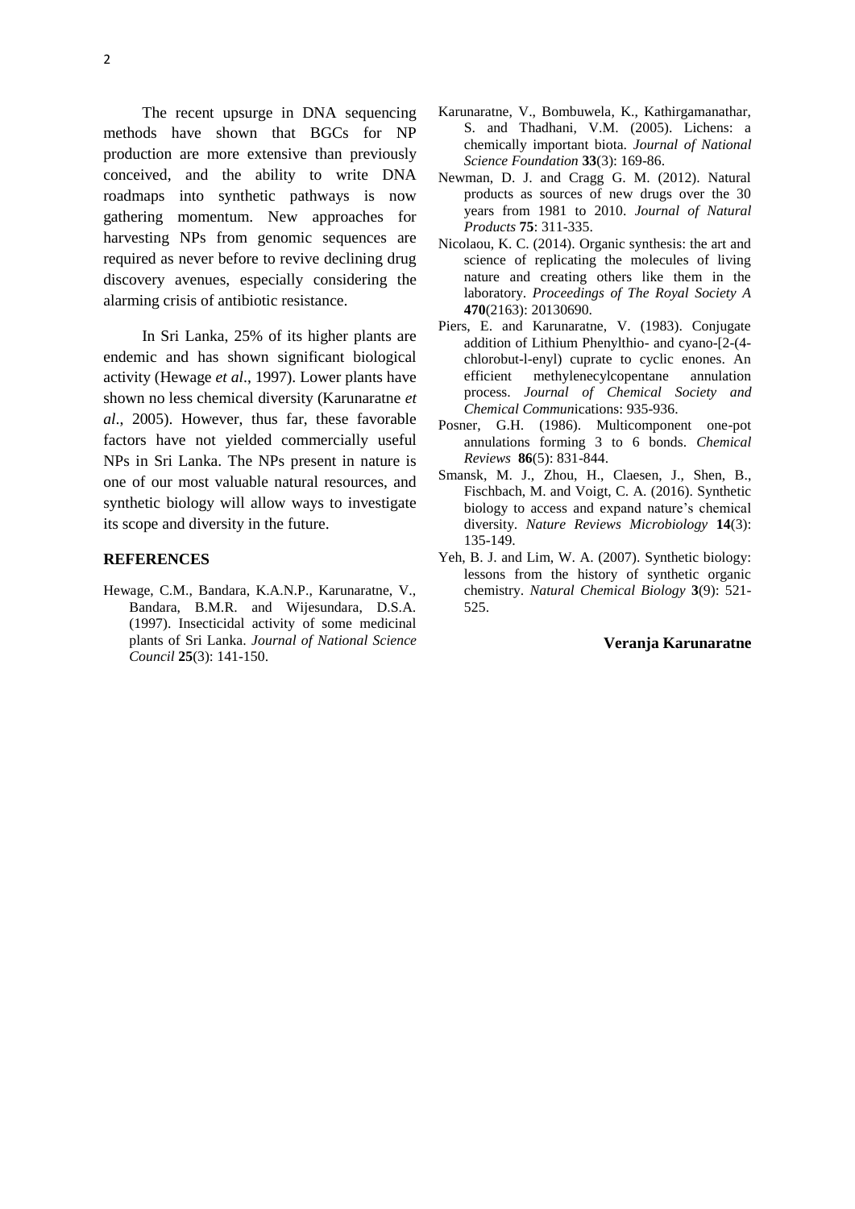The recent upsurge in DNA sequencing methods have shown that BGCs for NP production are more extensive than previously conceived, and the ability to write DNA roadmaps into synthetic pathways is now gathering momentum. New approaches for harvesting NPs from genomic sequences are required as never before to revive declining drug discovery avenues, especially considering the alarming crisis of antibiotic resistance.

In Sri Lanka, 25% of its higher plants are endemic and has shown significant biological activity (Hewage *et al*., 1997). Lower plants have shown no less chemical diversity (Karunaratne *et al*., 2005). However, thus far, these favorable factors have not yielded commercially useful NPs in Sri Lanka. The NPs present in nature is one of our most valuable natural resources, and synthetic biology will allow ways to investigate its scope and diversity in the future.

## REFERENCES

Hewage, C.M., Bandara, K.A.N.P., Karunaratne, V., Bandara, B.M.R. and Wijesundara, D.S.A. (1997). Insecticidal activity of some medicinal plants of Sri Lanka. *Journal of National Science Council* **25**(3): 141-150.

Karunaratne, V., Bombuwela, K., Kathirgamanathar, S. and Thadhani, V.M. (2005). Lichens: a chemically important biota. *Journal of National Science Foundation* **33**(3): 169-86.

Newman, D. J. and Cragg G. M. (2012). Natural products as sources of new drugs over the 30 years from 1981 to 2010. *Journal of Natural Products* **75**: 311-335.

Nicolaou, K. C. (2014). Organic synthesis: the art and science of replicating the molecules of living nature and creating others like them in the laboratory. *Proceedings of The Royal Society A* **470**(2163): 20130690.

Piers, E. and Karunaratne, V. (1983). Conjugate addition of Lithium Phenylthio- and cyano-[2-(4-chlorobut-l-enyl) cuprate to cyclic enones. An efficient methylenecylcopentane annulation process. *Journal of Chemical Society and Chemical Commun*ications: 935-936.

Posner, G.H. (1986). Multicomponent one-pot annulations forming 3 to 6 bonds. *Chemical Reviews* **86**(5): 831-844.

Smansk, M. J., Zhou, H., Claesen, J., Shen, B., Fischbach, M. and Voigt, C. A. (2016). Synthetic biology to access and expand nature's chemical diversity. *Nature Reviews Microbiology* **14**(3): 135-149.

Yeh, B. J. and Lim, W. A. (2007). Synthetic biology: lessons from the history of synthetic organic chemistry. *Natural Chemical Biology* **3**(9): 521-525.

**Veranja Karunaratne**